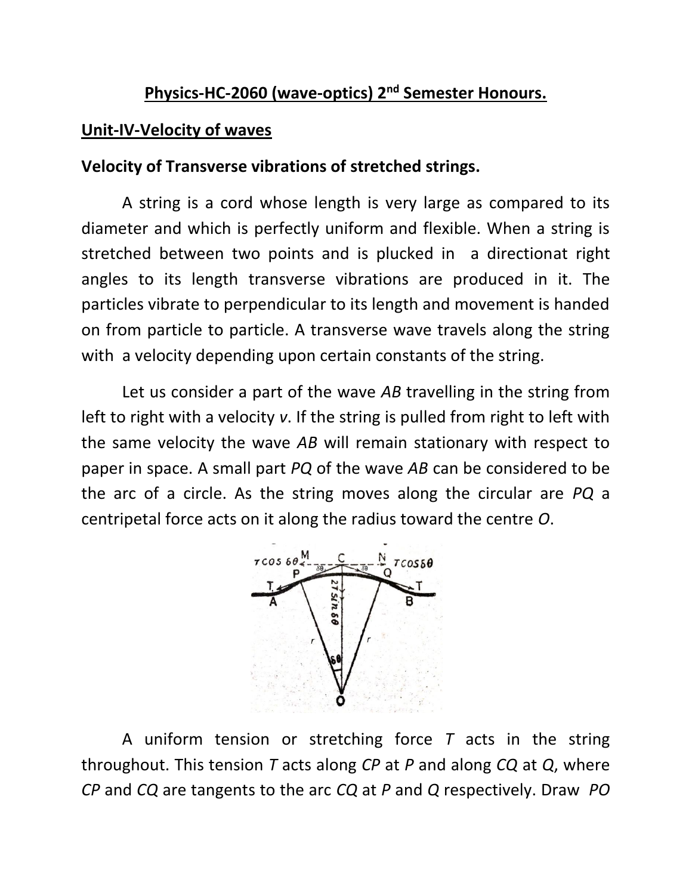## Physics-HC-2060 (wave-optics) 2nd Semester Honours.

### Unit-IV-Velocity of waves

### Velocity of Transverse vibrations of stretched strings.

A string is a cord whose length is very large as compared to its diameter and which is perfectly uniform and flexible. When a string is stretched between two points and is plucked in a directionat right angles to its length transverse vibrations are produced in it. The particles vibrate to perpendicular to its length and movement is handed on from particle to particle. A transverse wave travels along the string with a velocity depending upon certain constants of the string.

Let us consider a part of the wave *AB* travelling in the string from left to right with a velocity *v*. If the string is pulled from right to left with the same velocity the wave *AB* will remain stationary with respect to paper in space. A small part *PQ* of the wave *AB* can be considered to be the arc of a circle. As the string moves along the circular are *PQ* a centripetal force acts on it along the radius toward the centre *O*.

$T\cos\delta\theta$ M C N $T\cos\delta\theta$

P $\delta\theta$ $\delta\theta$ Q

T A B T

$2T\sin\delta\theta$

r r

$\delta\theta$

O

A uniform tension or stretching force *T* acts in the string throughout. This tension *T* acts along *CP* at *P* and along *CQ* at *Q*, where *CP* and *CQ* are tangents to the arc *CQ* at *P* and *Q* respectively. Draw *PO*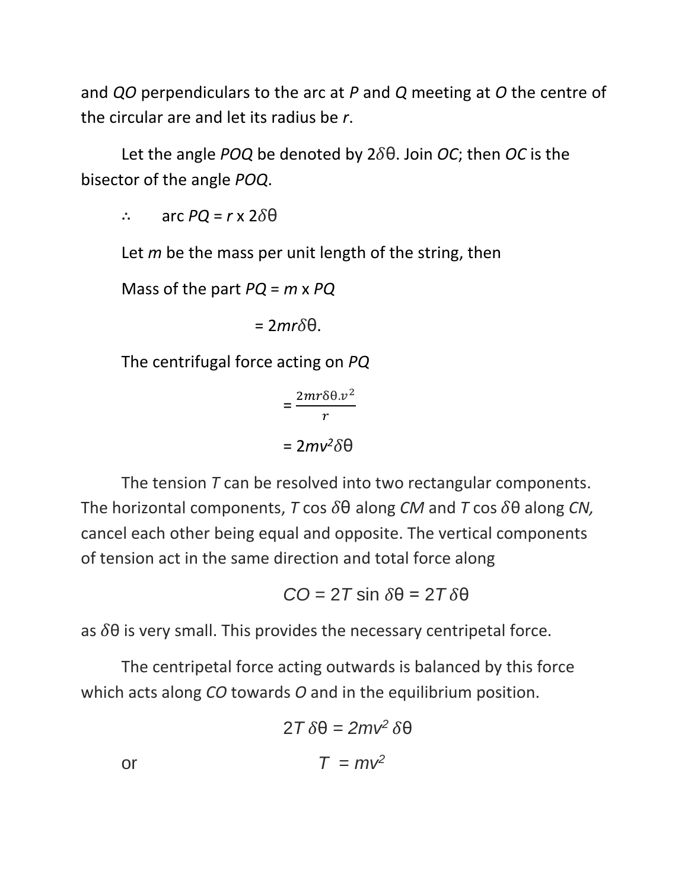and $QO$ perpendiculars to the arc at $P$ and $Q$ meeting at $O$ the centre of the circular are and let its radius be $r$.

Let the angle $POQ$ be denoted by $2\delta\theta$. Join $OC$; then $OC$ is the bisector of the angle $POQ$.

∴ arc $PQ = r \times 2\delta\theta$

Let $m$ be the mass per unit length of the string, then

Mass of the part $PQ = m \times PQ$

$$= 2mr\delta\theta.$$

The centrifugal force acting on $PQ$

$$= \frac{2mr\delta\theta . v^2}{r}$$

$$= 2mv^2\delta\theta$$

The tension $T$ can be resolved into two rectangular components. The horizontal components, $T \cos \delta\theta$ along $CM$ and $T \cos \delta\theta$ along $CN$, cancel each other being equal and opposite. The vertical components of tension act in the same direction and total force along

$$CO = 2T \sin \delta\theta = 2T\,\delta\theta$$

as $\delta\theta$ is very small. This provides the necessary centripetal force.

The centripetal force acting outwards is balanced by this force which acts along $CO$ towards $O$ and in the equilibrium position.

$$2T\,\delta\theta = 2mv^2\,\delta\theta$$

or

$$T = mv^2$$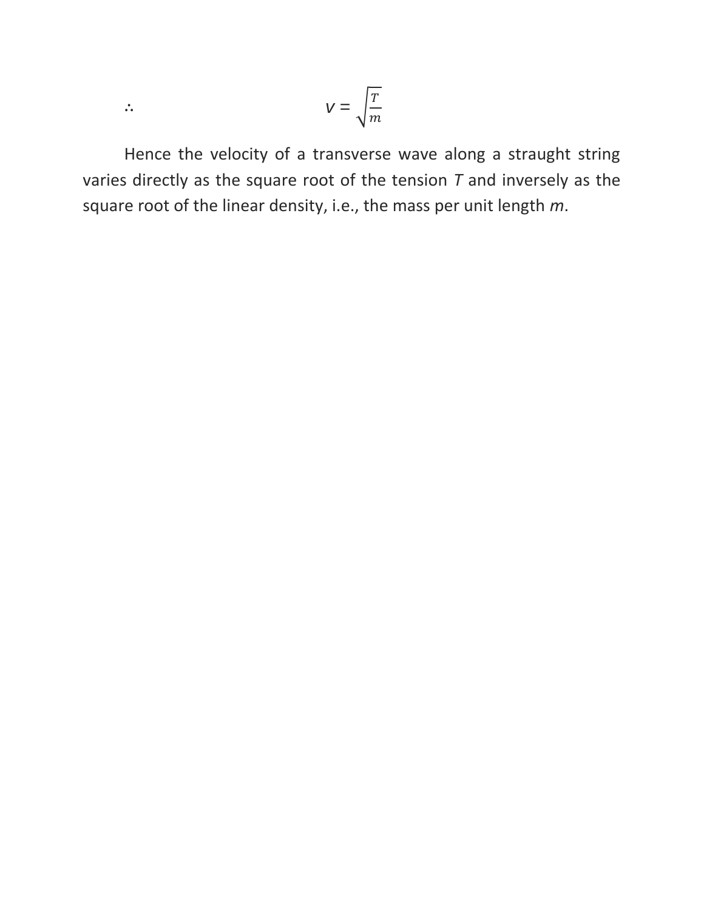$$\therefore \qquad v = \sqrt{\frac{T}{m}}$$

Hence the velocity of a transverse wave along a straught string varies directly as the square root of the tension $T$ and inversely as the square root of the linear density, i.e., the mass per unit length $m$.